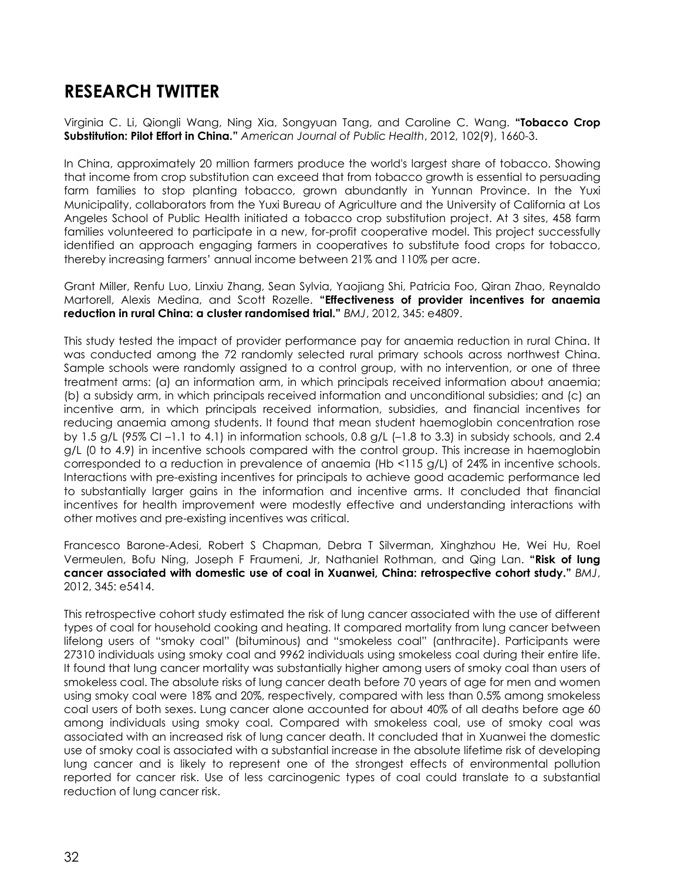# RESEARCH TWITTER

Virginia C. Li, Qiongli Wang, Ning Xia, Songyuan Tang, and Caroline C. Wang. **"Tobacco Crop Substitution: Pilot Effort in China."** *American Journal of Public Health*, 2012, 102(9), 1660-3.

In China, approximately 20 million farmers produce the world's largest share of tobacco. Showing that income from crop substitution can exceed that from tobacco growth is essential to persuading farm families to stop planting tobacco, grown abundantly in Yunnan Province. In the Yuxi Municipality, collaborators from the Yuxi Bureau of Agriculture and the University of California at Los Angeles School of Public Health initiated a tobacco crop substitution project. At 3 sites, 458 farm families volunteered to participate in a new, for-profit cooperative model. This project successfully identified an approach engaging farmers in cooperatives to substitute food crops for tobacco, thereby increasing farmers' annual income between 21% and 110% per acre.

Grant Miller, Renfu Luo, Linxiu Zhang, Sean Sylvia, Yaojiang Shi, Patricia Foo, Qiran Zhao, Reynaldo Martorell, Alexis Medina, and Scott Rozelle. **"Effectiveness of provider incentives for anaemia reduction in rural China: a cluster randomised trial."** *BMJ*, 2012, 345: e4809.

This study tested the impact of provider performance pay for anaemia reduction in rural China. It was conducted among the 72 randomly selected rural primary schools across northwest China. Sample schools were randomly assigned to a control group, with no intervention, or one of three treatment arms: (a) an information arm, in which principals received information about anaemia; (b) a subsidy arm, in which principals received information and unconditional subsidies; and (c) an incentive arm, in which principals received information, subsidies, and financial incentives for reducing anaemia among students. It found that mean student haemoglobin concentration rose by 1.5 g/L (95% CI –1.1 to 4.1) in information schools, 0.8 g/L (–1.8 to 3.3) in subsidy schools, and 2.4 g/L (0 to 4.9) in incentive schools compared with the control group. This increase in haemoglobin corresponded to a reduction in prevalence of anaemia (Hb <115 g/L) of 24% in incentive schools. Interactions with pre-existing incentives for principals to achieve good academic performance led to substantially larger gains in the information and incentive arms. It concluded that financial incentives for health improvement were modestly effective and understanding interactions with other motives and pre-existing incentives was critical.

Francesco Barone-Adesi, Robert S Chapman, Debra T Silverman, Xinghzhou He, Wei Hu, Roel Vermeulen, Bofu Ning, Joseph F Fraumeni, Jr, Nathaniel Rothman, and Qing Lan. **"Risk of lung cancer associated with domestic use of coal in Xuanwei, China: retrospective cohort study."** *BMJ*, 2012, 345: e5414.

This retrospective cohort study estimated the risk of lung cancer associated with the use of different types of coal for household cooking and heating. It compared mortality from lung cancer between lifelong users of "smoky coal" (bituminous) and "smokeless coal" (anthracite). Participants were 27310 individuals using smoky coal and 9962 individuals using smokeless coal during their entire life. It found that lung cancer mortality was substantially higher among users of smoky coal than users of smokeless coal. The absolute risks of lung cancer death before 70 years of age for men and women using smoky coal were 18% and 20%, respectively, compared with less than 0.5% among smokeless coal users of both sexes. Lung cancer alone accounted for about 40% of all deaths before age 60 among individuals using smoky coal. Compared with smokeless coal, use of smoky coal was associated with an increased risk of lung cancer death. It concluded that in Xuanwei the domestic use of smoky coal is associated with a substantial increase in the absolute lifetime risk of developing lung cancer and is likely to represent one of the strongest effects of environmental pollution reported for cancer risk. Use of less carcinogenic types of coal could translate to a substantial reduction of lung cancer risk.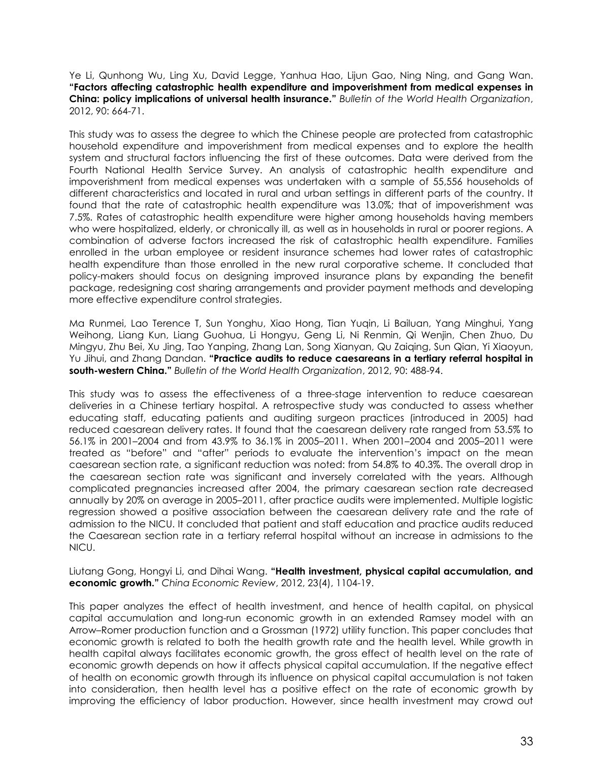Ye Li, Qunhong Wu, Ling Xu, David Legge, Yanhua Hao, Lijun Gao, Ning Ning, and Gang Wan. **"Factors affecting catastrophic health expenditure and impoverishment from medical expenses in China: policy implications of universal health insurance."** *Bulletin of the World Health Organization*, 2012, 90: 664-71.

This study was to assess the degree to which the Chinese people are protected from catastrophic household expenditure and impoverishment from medical expenses and to explore the health system and structural factors influencing the first of these outcomes. Data were derived from the Fourth National Health Service Survey. An analysis of catastrophic health expenditure and impoverishment from medical expenses was undertaken with a sample of 55,556 households of different characteristics and located in rural and urban settings in different parts of the country. It found that the rate of catastrophic health expenditure was 13.0%; that of impoverishment was 7.5%. Rates of catastrophic health expenditure were higher among households having members who were hospitalized, elderly, or chronically ill, as well as in households in rural or poorer regions. A combination of adverse factors increased the risk of catastrophic health expenditure. Families enrolled in the urban employee or resident insurance schemes had lower rates of catastrophic health expenditure than those enrolled in the new rural corporative scheme. It concluded that policy-makers should focus on designing improved insurance plans by expanding the benefit package, redesigning cost sharing arrangements and provider payment methods and developing more effective expenditure control strategies.

Ma Runmei, Lao Terence T, Sun Yonghu, Xiao Hong, Tian Yuqin, Li Bailuan, Yang Minghui, Yang Weihong, Liang Kun, Liang Guohua, Li Hongyu, Geng Li, Ni Renmin, Qi Wenjin, Chen Zhuo, Du Mingyu, Zhu Bei, Xu Jing, Tao Yanping, Zhang Lan, Song Xianyan, Qu Zaiqing, Sun Qian, Yi Xiaoyun, Yu Jihui, and Zhang Dandan. **"Practice audits to reduce caesareans in a tertiary referral hospital in south-western China."** *Bulletin of the World Health Organization*, 2012, 90: 488-94.

This study was to assess the effectiveness of a three-stage intervention to reduce caesarean deliveries in a Chinese tertiary hospital. A retrospective study was conducted to assess whether educating staff, educating patients and auditing surgeon practices (introduced in 2005) had reduced caesarean delivery rates. It found that the caesarean delivery rate ranged from 53.5% to 56.1% in 2001–2004 and from 43.9% to 36.1% in 2005–2011. When 2001–2004 and 2005–2011 were treated as "before" and "after" periods to evaluate the intervention's impact on the mean caesarean section rate, a significant reduction was noted: from 54.8% to 40.3%. The overall drop in the caesarean section rate was significant and inversely correlated with the years. Although complicated pregnancies increased after 2004, the primary caesarean section rate decreased annually by 20% on average in 2005–2011, after practice audits were implemented. Multiple logistic regression showed a positive association between the caesarean delivery rate and the rate of admission to the NICU. It concluded that patient and staff education and practice audits reduced the Caesarean section rate in a tertiary referral hospital without an increase in admissions to the NICU.

Liutang Gong, Hongyi Li, and Dihai Wang. **"Health investment, physical capital accumulation, and economic growth."** *China Economic Review*, 2012, 23(4), 1104-19.

This paper analyzes the effect of health investment, and hence of health capital, on physical capital accumulation and long-run economic growth in an extended Ramsey model with an Arrow–Romer production function and a Grossman (1972) utility function. This paper concludes that economic growth is related to both the health growth rate and the health level. While growth in health capital always facilitates economic growth, the gross effect of health level on the rate of economic growth depends on how it affects physical capital accumulation. If the negative effect of health on economic growth through its influence on physical capital accumulation is not taken into consideration, then health level has a positive effect on the rate of economic growth by improving the efficiency of labor production. However, since health investment may crowd out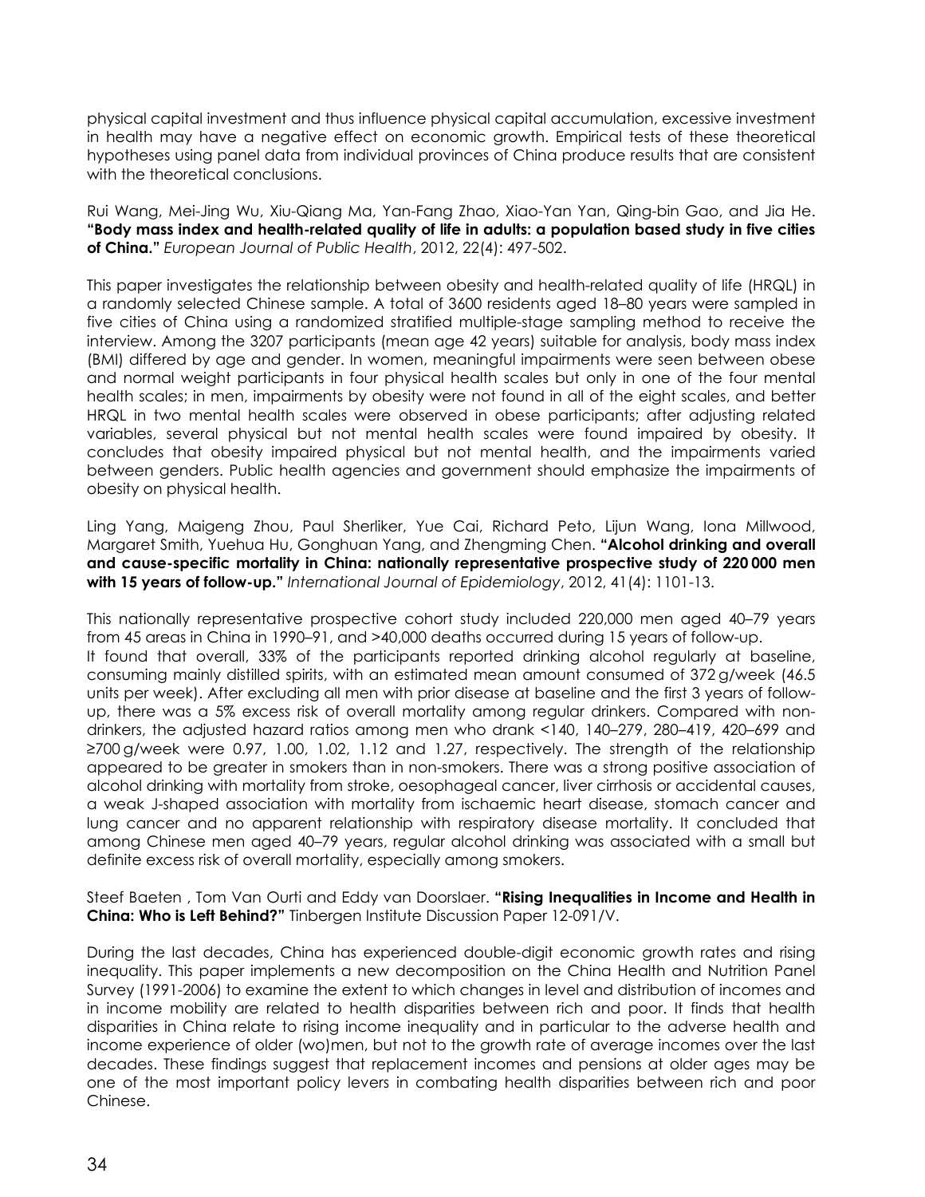physical capital investment and thus influence physical capital accumulation, excessive investment in health may have a negative effect on economic growth. Empirical tests of these theoretical hypotheses using panel data from individual provinces of China produce results that are consistent with the theoretical conclusions.

Rui Wang, Mei-Jing Wu, Xiu-Qiang Ma, Yan-Fang Zhao, Xiao-Yan Yan, Qing-bin Gao, and Jia He. **"Body mass index and health-related quality of life in adults: a population based study in five cities of China."** *European Journal of Public Health*, 2012, 22(4): 497-502.

This paper investigates the relationship between obesity and health-related quality of life (HRQL) in a randomly selected Chinese sample. A total of 3600 residents aged 18–80 years were sampled in five cities of China using a randomized stratified multiple-stage sampling method to receive the interview. Among the 3207 participants (mean age 42 years) suitable for analysis, body mass index (BMI) differed by age and gender. In women, meaningful impairments were seen between obese and normal weight participants in four physical health scales but only in one of the four mental health scales; in men, impairments by obesity were not found in all of the eight scales, and better HRQL in two mental health scales were observed in obese participants; after adjusting related variables, several physical but not mental health scales were found impaired by obesity. It concludes that obesity impaired physical but not mental health, and the impairments varied between genders. Public health agencies and government should emphasize the impairments of obesity on physical health.

Ling Yang, Maigeng Zhou, Paul Sherliker, Yue Cai, Richard Peto, Lijun Wang, Iona Millwood, Margaret Smith, Yuehua Hu, Gonghuan Yang, and Zhengming Chen. **"Alcohol drinking and overall and cause-specific mortality in China: nationally representative prospective study of 220 000 men with 15 years of follow-up."** *International Journal of Epidemiology*, 2012, 41(4): 1101-13.

This nationally representative prospective cohort study included 220,000 men aged 40–79 years from 45 areas in China in 1990–91, and >40,000 deaths occurred during 15 years of follow-up. It found that overall, 33% of the participants reported drinking alcohol regularly at baseline, consuming mainly distilled spirits, with an estimated mean amount consumed of 372 g/week (46.5 units per week). After excluding all men with prior disease at baseline and the first 3 years of follow-up, there was a 5% excess risk of overall mortality among regular drinkers. Compared with non-drinkers, the adjusted hazard ratios among men who drank <140, 140–279, 280–419, 420–699 and ≥700 g/week were 0.97, 1.00, 1.02, 1.12 and 1.27, respectively. The strength of the relationship appeared to be greater in smokers than in non-smokers. There was a strong positive association of alcohol drinking with mortality from stroke, oesophageal cancer, liver cirrhosis or accidental causes, a weak J-shaped association with mortality from ischaemic heart disease, stomach cancer and lung cancer and no apparent relationship with respiratory disease mortality. It concluded that among Chinese men aged 40–79 years, regular alcohol drinking was associated with a small but definite excess risk of overall mortality, especially among smokers.

Steef Baeten , Tom Van Ourti and Eddy van Doorslaer. **"Rising Inequalities in Income and Health in China: Who is Left Behind?"** Tinbergen Institute Discussion Paper 12-091/V.

During the last decades, China has experienced double-digit economic growth rates and rising inequality. This paper implements a new decomposition on the China Health and Nutrition Panel Survey (1991-2006) to examine the extent to which changes in level and distribution of incomes and in income mobility are related to health disparities between rich and poor. It finds that health disparities in China relate to rising income inequality and in particular to the adverse health and income experience of older (wo)men, but not to the growth rate of average incomes over the last decades. These findings suggest that replacement incomes and pensions at older ages may be one of the most important policy levers in combating health disparities between rich and poor Chinese.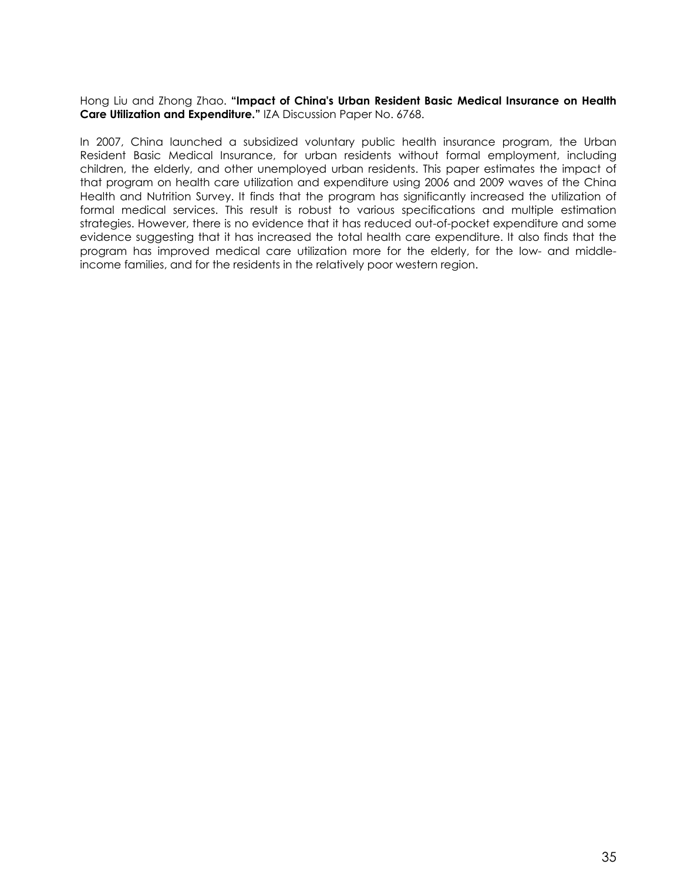Hong Liu and Zhong Zhao. **"Impact of China's Urban Resident Basic Medical Insurance on Health Care Utilization and Expenditure."** IZA Discussion Paper No. 6768.

In 2007, China launched a subsidized voluntary public health insurance program, the Urban Resident Basic Medical Insurance, for urban residents without formal employment, including children, the elderly, and other unemployed urban residents. This paper estimates the impact of that program on health care utilization and expenditure using 2006 and 2009 waves of the China Health and Nutrition Survey. It finds that the program has significantly increased the utilization of formal medical services. This result is robust to various specifications and multiple estimation strategies. However, there is no evidence that it has reduced out-of-pocket expenditure and some evidence suggesting that it has increased the total health care expenditure. It also finds that the program has improved medical care utilization more for the elderly, for the low- and middle-income families, and for the residents in the relatively poor western region.